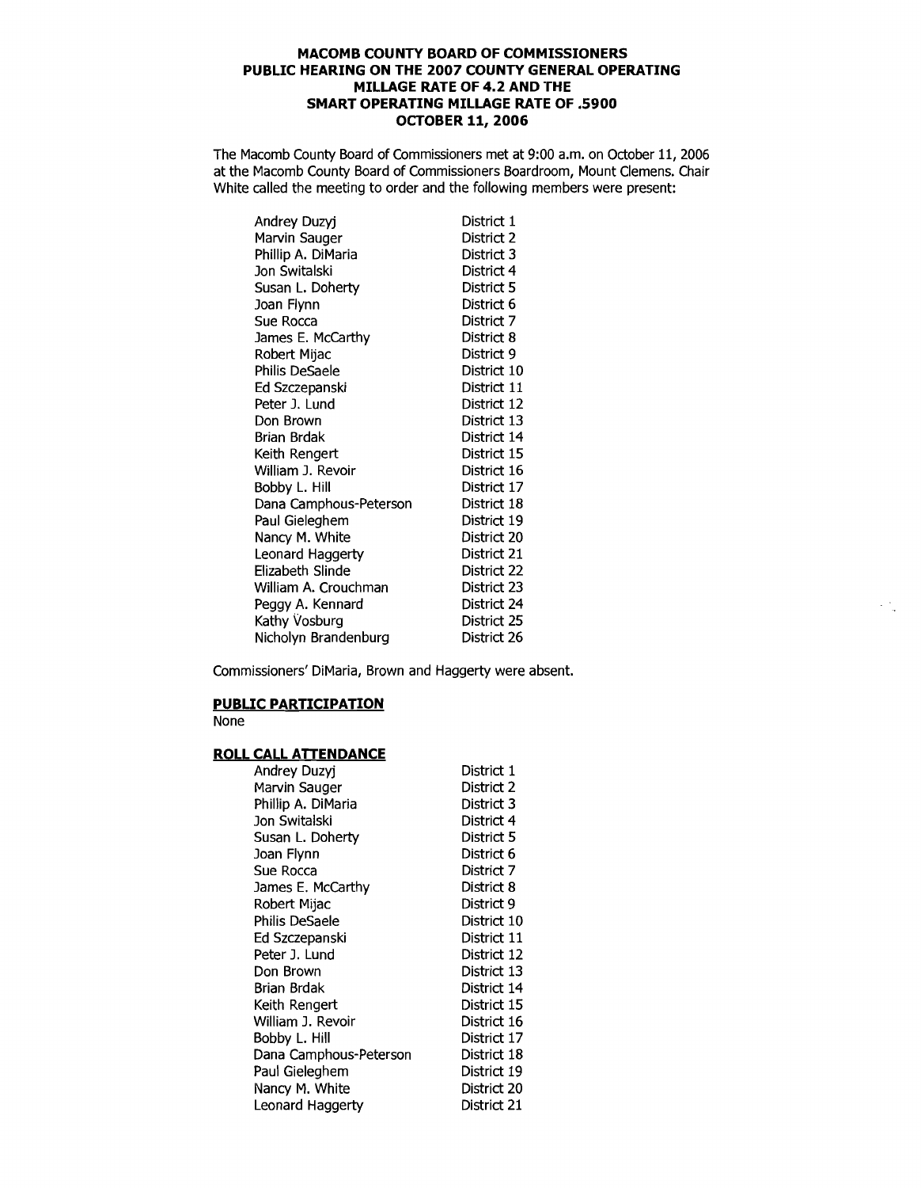**MACOMB COUNTY BOARD OF COMMISSIONERS**
**PUBLIC HEARING ON THE 2007 COUNTY GENERAL OPERATING MILLAGE RATE OF 4.2 AND THE SMART OPERATING MILLAGE RATE OF .5900**
**OCTOBER 11, 2006**

The Macomb County Board of Commissioners met at 9:00 a.m. on October 11, 2006 at the Macomb County Board of Commissioners Boardroom, Mount Clemens. Chair White called the meeting to order and the following members were present:

| | |
|---|---|
| Andrey Duzyj | District 1 |
| Marvin Sauger | District 2 |
| Phillip A. DiMaria | District 3 |
| Jon Switalski | District 4 |
| Susan L. Doherty | District 5 |
| Joan Flynn | District 6 |
| Sue Rocca | District 7 |
| James E. McCarthy | District 8 |
| Robert Mijac | District 9 |
| Philis DeSaele | District 10 |
| Ed Szczepanski | District 11 |
| Peter J. Lund | District 12 |
| Don Brown | District 13 |
| Brian Brdak | District 14 |
| Keith Rengert | District 15 |
| William J. Revoir | District 16 |
| Bobby L. Hill | District 17 |
| Dana Camphous-Peterson | District 18 |
| Paul Gieleghem | District 19 |
| Nancy M. White | District 20 |
| Leonard Haggerty | District 21 |
| Elizabeth Slinde | District 22 |
| William A. Crouchman | District 23 |
| Peggy A. Kennard | District 24 |
| Kathy Vosburg | District 25 |
| Nicholyn Brandenburg | District 26 |

Commissioners' DiMaria, Brown and Haggerty were absent.

**PUBLIC PARTICIPATION**

None

**ROLL CALL ATTENDANCE**

| | |
|---|---|
| Andrey Duzyj | District 1 |
| Marvin Sauger | District 2 |
| Phillip A. DiMaria | District 3 |
| Jon Switalski | District 4 |
| Susan L. Doherty | District 5 |
| Joan Flynn | District 6 |
| Sue Rocca | District 7 |
| James E. McCarthy | District 8 |
| Robert Mijac | District 9 |
| Philis DeSaele | District 10 |
| Ed Szczepanski | District 11 |
| Peter J. Lund | District 12 |
| Don Brown | District 13 |
| Brian Brdak | District 14 |
| Keith Rengert | District 15 |
| William J. Revoir | District 16 |
| Bobby L. Hill | District 17 |
| Dana Camphous-Peterson | District 18 |
| Paul Gieleghem | District 19 |
| Nancy M. White | District 20 |
| Leonard Haggerty | District 21 |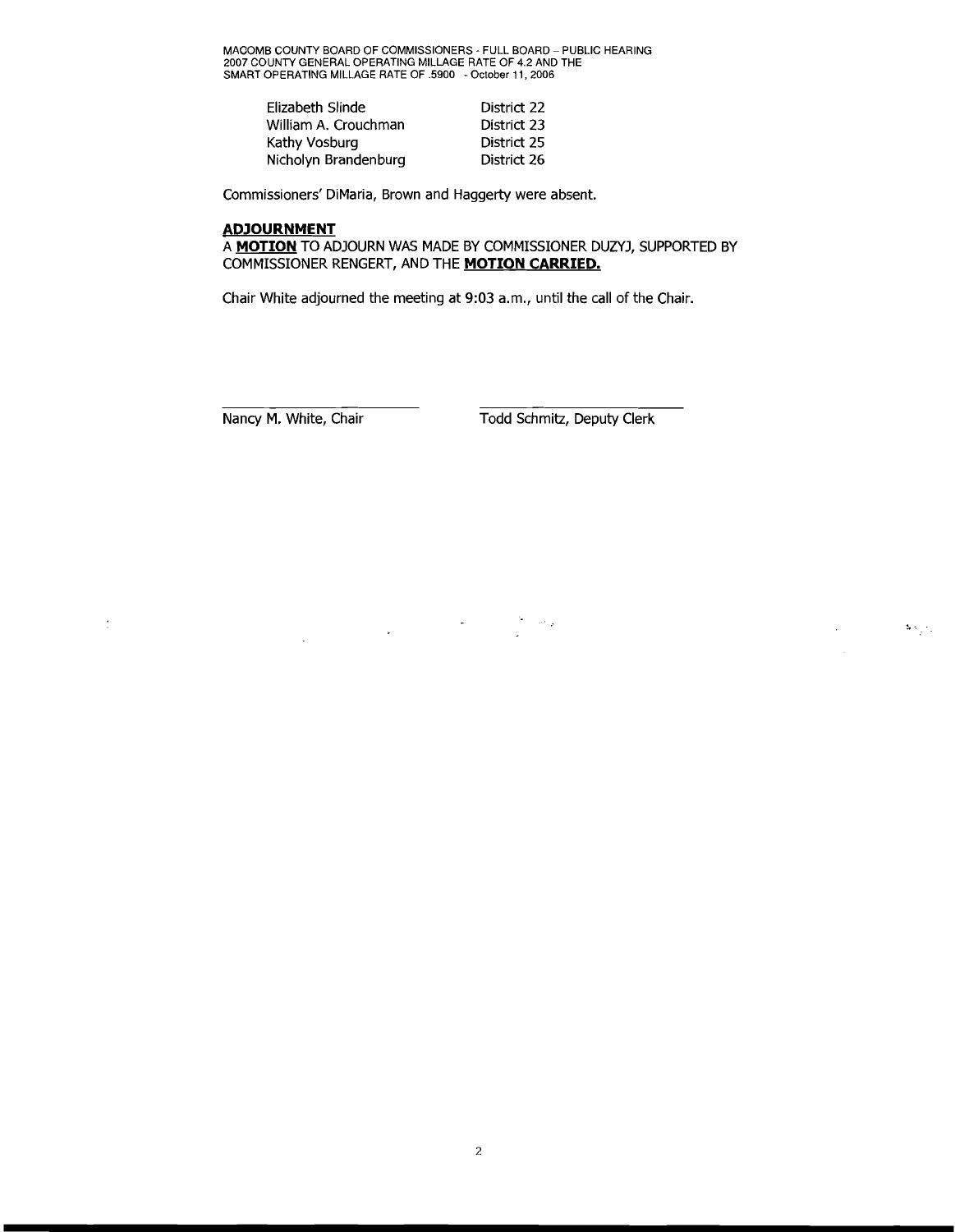| | |
|---|---|
| Elizabeth Slinde | District 22 |
| William A. Crouchman | District 23 |
| Kathy Vosburg | District 25 |
| Nicholyn Brandenburg | District 26 |

Commissioners' DiMaria, Brown and Haggerty were absent.

**ADJOURNMENT**

A **MOTION** TO ADJOURN WAS MADE BY COMMISSIONER DUZYJ, SUPPORTED BY COMMISSIONER RENGERT, AND THE **MOTION CARRIED.**

Chair White adjourned the meeting at 9:03 a.m., until the call of the Chair.

Nancy M. White, Chair

Todd Schmitz, Deputy Clerk